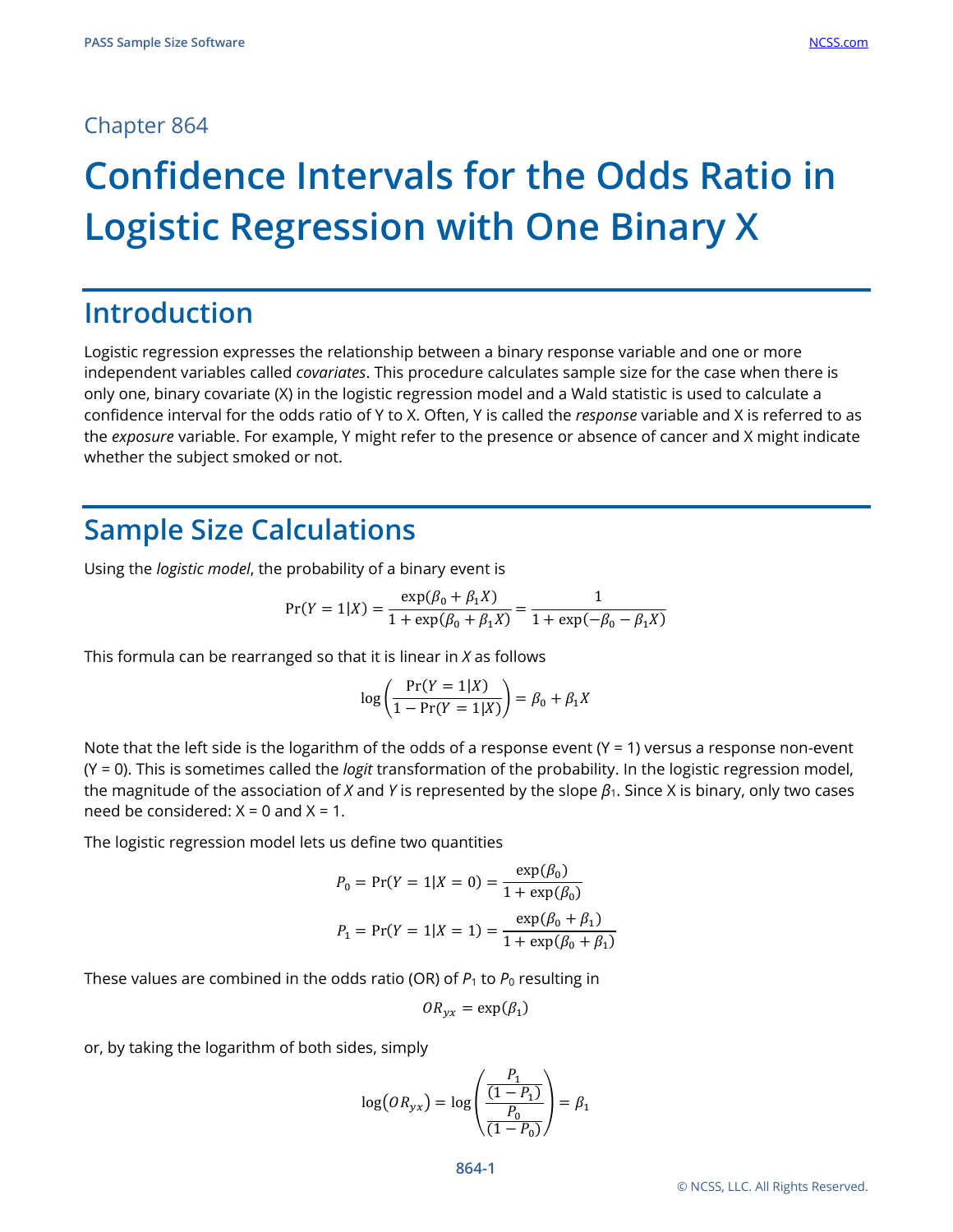Chapter 864

# Confidence Intervals for the Odds Ratio in Logistic Regression with One Binary X

## Introduction

Logistic regression expresses the relationship between a binary response variable and one or more independent variables called *covariates*. This procedure calculates sample size for the case when there is only one, binary covariate (X) in the logistic regression model and a Wald statistic is used to calculate a confidence interval for the odds ratio of Y to X. Often, Y is called the *response* variable and X is referred to as the *exposure* variable. For example, Y might refer to the presence or absence of cancer and X might indicate whether the subject smoked or not.

## Sample Size Calculations

Using the *logistic model*, the probability of a binary event is

$$\Pr(Y = 1|X) = \frac{\exp(\beta_0 + \beta_1 X)}{1 + \exp(\beta_0 + \beta_1 X)} = \frac{1}{1 + \exp(-\beta_0 - \beta_1 X)}$$

This formula can be rearranged so that it is linear in *X* as follows

$$\log\left(\frac{\Pr(Y = 1|X)}{1 - \Pr(Y = 1|X)}\right) = \beta_0 + \beta_1 X$$

Note that the left side is the logarithm of the odds of a response event (Y = 1) versus a response non-event (Y = 0). This is sometimes called the *logit* transformation of the probability. In the logistic regression model, the magnitude of the association of *X* and *Y* is represented by the slope $\beta_1$. Since X is binary, only two cases need be considered: X = 0 and X = 1.

The logistic regression model lets us define two quantities

$$P_0 = \Pr(Y = 1|X = 0) = \frac{\exp(\beta_0)}{1 + \exp(\beta_0)}$$

$$P_1 = \Pr(Y = 1|X = 1) = \frac{\exp(\beta_0 + \beta_1)}{1 + \exp(\beta_0 + \beta_1)}$$

These values are combined in the odds ratio (OR) of $P_1$ to $P_0$ resulting in

$$OR_{yx} = \exp(\beta_1)$$

or, by taking the logarithm of both sides, simply

$$\log(OR_{yx}) = \log\left(\frac{\frac{P_1}{(1 - P_1)}}{\frac{P_0}{(1 - P_0)}}\right) = \beta_1$$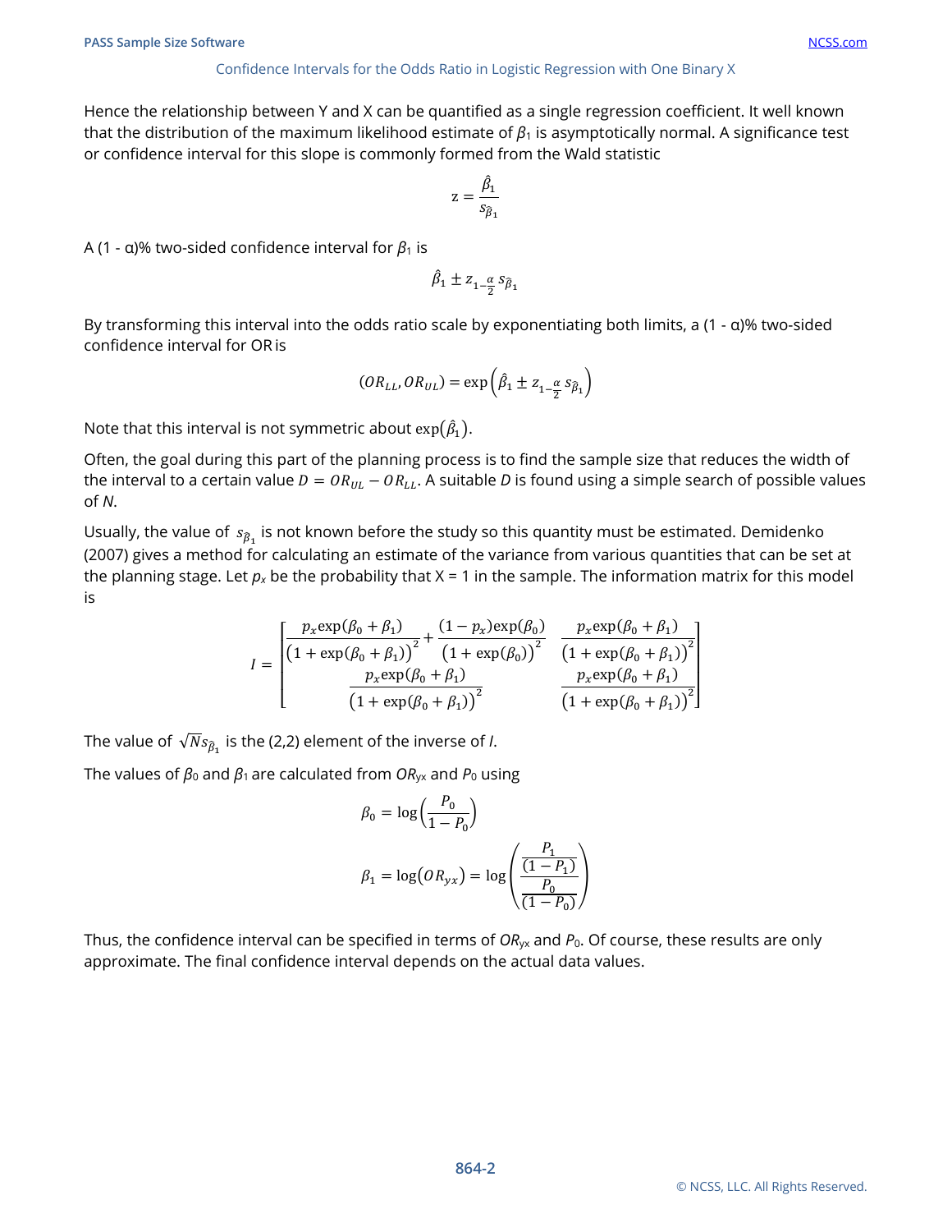Hence the relationship between Y and X can be quantified as a single regression coefficient. It well known that the distribution of the maximum likelihood estimate of $\beta_1$ is asymptotically normal. A significance test or confidence interval for this slope is commonly formed from the Wald statistic

$$z = \frac{\hat{\beta}_1}{s_{\hat{\beta}_1}}$$

A (1 - α)% two-sided confidence interval for $\beta_1$ is

$$\hat{\beta}_1 \pm z_{1-\frac{\alpha}{2}} s_{\hat{\beta}_1}$$

By transforming this interval into the odds ratio scale by exponentiating both limits, a (1 - α)% two-sided confidence interval for OR is

$$(OR_{LL}, OR_{UL}) = \exp\left(\hat{\beta}_1 \pm z_{1-\frac{\alpha}{2}} s_{\hat{\beta}_1}\right)$$

Note that this interval is not symmetric about $\exp(\hat{\beta}_1)$.

Often, the goal during this part of the planning process is to find the sample size that reduces the width of the interval to a certain value $D = OR_{UL} - OR_{LL}$. A suitable $D$ is found using a simple search of possible values of $N$.

Usually, the value of $s_{\hat{\beta}_1}$ is not known before the study so this quantity must be estimated. Demidenko (2007) gives a method for calculating an estimate of the variance from various quantities that can be set at the planning stage. Let $p_x$ be the probability that X = 1 in the sample. The information matrix for this model is

$$I = \begin{bmatrix} \dfrac{p_x \exp(\beta_0 + \beta_1)}{\left(1 + \exp(\beta_0 + \beta_1)\right)^2} + \dfrac{(1 - p_x)\exp(\beta_0)}{\left(1 + \exp(\beta_0)\right)^2} & \dfrac{p_x \exp(\beta_0 + \beta_1)}{\left(1 + \exp(\beta_0 + \beta_1)\right)^2} \\ \dfrac{p_x \exp(\beta_0 + \beta_1)}{\left(1 + \exp(\beta_0 + \beta_1)\right)^2} & \dfrac{p_x \exp(\beta_0 + \beta_1)}{\left(1 + \exp(\beta_0 + \beta_1)\right)^2} \end{bmatrix}$$

The value of $\sqrt{N} s_{\hat{\beta}_1}$ is the (2,2) element of the inverse of $I$.

The values of $\beta_0$ and $\beta_1$ are calculated from $OR_{yx}$ and $P_0$ using

$$\beta_0 = \log\left(\frac{P_0}{1 - P_0}\right)$$

$$\beta_1 = \log(OR_{yx}) = \log\left(\frac{\dfrac{P_1}{(1 - P_1)}}{\dfrac{P_0}{(1 - P_0)}}\right)$$

Thus, the confidence interval can be specified in terms of $OR_{yx}$ and $P_0$. Of course, these results are only approximate. The final confidence interval depends on the actual data values.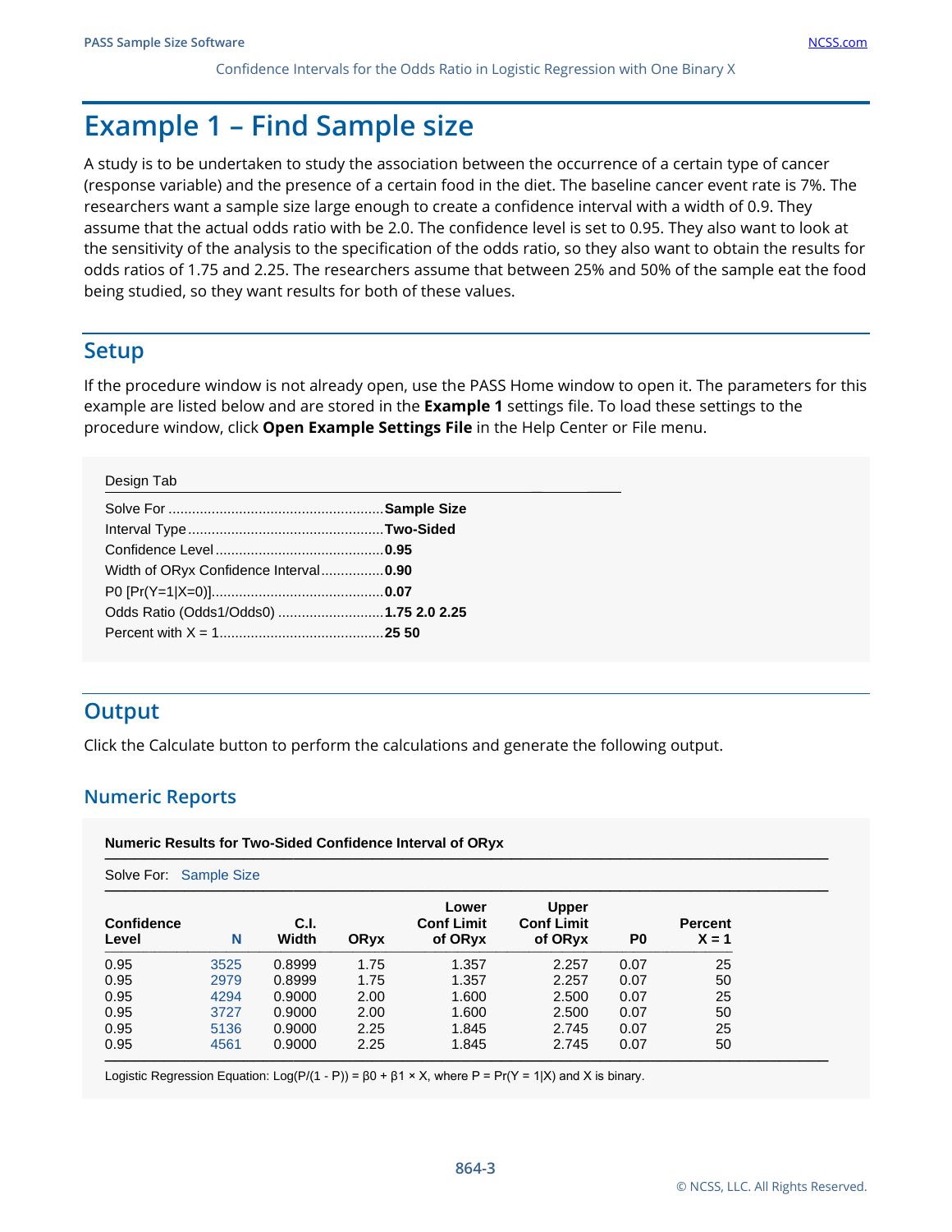# Example 1 – Find Sample size

A study is to be undertaken to study the association between the occurrence of a certain type of cancer (response variable) and the presence of a certain food in the diet. The baseline cancer event rate is 7%. The researchers want a sample size large enough to create a confidence interval with a width of 0.9. They assume that the actual odds ratio with be 2.0. The confidence level is set to 0.95. They also want to look at the sensitivity of the analysis to the specification of the odds ratio, so they also want to obtain the results for odds ratios of 1.75 and 2.25. The researchers assume that between 25% and 50% of the sample eat the food being studied, so they want results for both of these values.

## Setup

If the procedure window is not already open, use the PASS Home window to open it. The parameters for this example are listed below and are stored in the **Example 1** settings file. To load these settings to the procedure window, click **Open Example Settings File** in the Help Center or File menu.

Design Tab

| | |
|---|---|
| Solve For | **Sample Size** |
| Interval Type | **Two-Sided** |
| Confidence Level | **0.95** |
| Width of ORyx Confidence Interval | **0.90** |
| P0 [Pr(Y=1\|X=0)] | **0.07** |
| Odds Ratio (Odds1/Odds0) | **1.75 2.0 2.25** |
| Percent with X = 1 | **25 50** |

## Output

Click the Calculate button to perform the calculations and generate the following output.

### Numeric Reports

**Numeric Results for Two-Sided Confidence Interval of ORyx**

Solve For: Sample Size

| Confidence Level | N | C.I. Width | ORyx | Lower Conf Limit of ORyx | Upper Conf Limit of ORyx | P0 | Percent X = 1 |
|---|---|---|---|---|---|---|---|
| 0.95 | 3525 | 0.8999 | 1.75 | 1.357 | 2.257 | 0.07 | 25 |
| 0.95 | 2979 | 0.8999 | 1.75 | 1.357 | 2.257 | 0.07 | 50 |
| 0.95 | 4294 | 0.9000 | 2.00 | 1.600 | 2.500 | 0.07 | 25 |
| 0.95 | 3727 | 0.9000 | 2.00 | 1.600 | 2.500 | 0.07 | 50 |
| 0.95 | 5136 | 0.9000 | 2.25 | 1.845 | 2.745 | 0.07 | 25 |
| 0.95 | 4561 | 0.9000 | 2.25 | 1.845 | 2.745 | 0.07 | 50 |

Logistic Regression Equation: $\text{Log}(P/(1 - P)) = \beta 0 + \beta 1 \times X$, where $P = \Pr(Y = 1|X)$ and X is binary.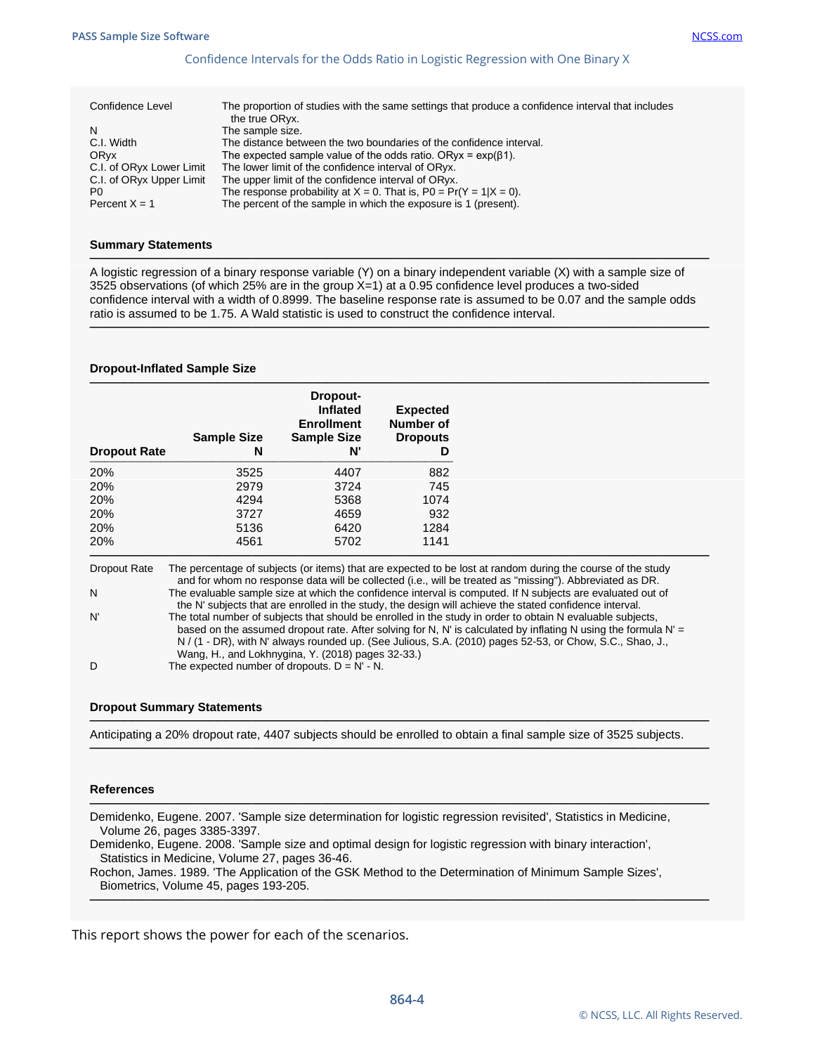| | |
|---|---|
| Confidence Level | The proportion of studies with the same settings that produce a confidence interval that includes the true ORyx. |
| N | The sample size. |
| C.I. Width | The distance between the two boundaries of the confidence interval. |
| ORyx | The expected sample value of the odds ratio. ORyx = exp(β1). |
| C.I. of ORyx Lower Limit | The lower limit of the confidence interval of ORyx. |
| C.I. of ORyx Upper Limit | The upper limit of the confidence interval of ORyx. |
| P0 | The response probability at X = 0. That is, P0 = Pr(Y = 1\|X = 0). |
| Percent X = 1 | The percent of the sample in which the exposure is 1 (present). |

**Summary Statements**

A logistic regression of a binary response variable (Y) on a binary independent variable (X) with a sample size of 3525 observations (of which 25% are in the group X=1) at a 0.95 confidence level produces a two-sided confidence interval with a width of 0.8999. The baseline response rate is assumed to be 0.07 and the sample odds ratio is assumed to be 1.75. A Wald statistic is used to construct the confidence interval.

**Dropout-Inflated Sample Size**

| Dropout Rate | Sample Size N | Dropout-Inflated Enrollment Sample Size N' | Expected Number of Dropouts D |
|---|---|---|---|
| 20% | 3525 | 4407 | 882 |
| 20% | 2979 | 3724 | 745 |
| 20% | 4294 | 5368 | 1074 |
| 20% | 3727 | 4659 | 932 |
| 20% | 5136 | 6420 | 1284 |
| 20% | 4561 | 5702 | 1141 |

| | |
|---|---|
| Dropout Rate | The percentage of subjects (or items) that are expected to be lost at random during the course of the study and for whom no response data will be collected (i.e., will be treated as "missing"). Abbreviated as DR. |
| N | The evaluable sample size at which the confidence interval is computed. If N subjects are evaluated out of the N' subjects that are enrolled in the study, the design will achieve the stated confidence interval. |
| N' | The total number of subjects that should be enrolled in the study in order to obtain N evaluable subjects, based on the assumed dropout rate. After solving for N, N' is calculated by inflating N using the formula N' = N / (1 - DR), with N' always rounded up. (See Julious, S.A. (2010) pages 52-53, or Chow, S.C., Shao, J., Wang, H., and Lokhnygina, Y. (2018) pages 32-33.) |
| D | The expected number of dropouts. D = N' - N. |

**Dropout Summary Statements**

Anticipating a 20% dropout rate, 4407 subjects should be enrolled to obtain a final sample size of 3525 subjects.

**References**

Demidenko, Eugene. 2007. 'Sample size determination for logistic regression revisited', Statistics in Medicine, Volume 26, pages 3385-3397.
Demidenko, Eugene. 2008. 'Sample size and optimal design for logistic regression with binary interaction', Statistics in Medicine, Volume 27, pages 36-46.
Rochon, James. 1989. 'The Application of the GSK Method to the Determination of Minimum Sample Sizes', Biometrics, Volume 45, pages 193-205.

This report shows the power for each of the scenarios.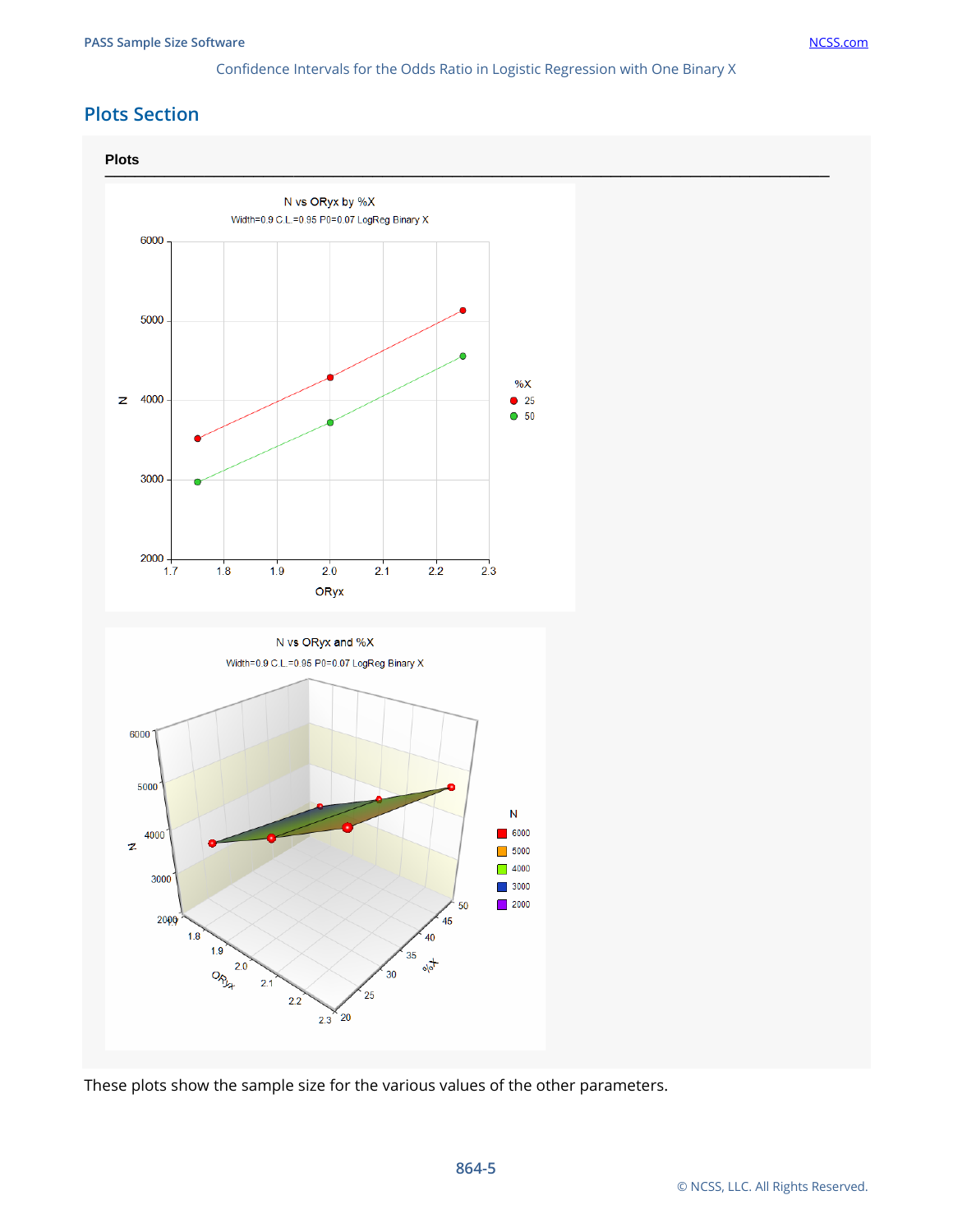## Plots Section

**Plots**

These plots show the sample size for the various values of the other parameters.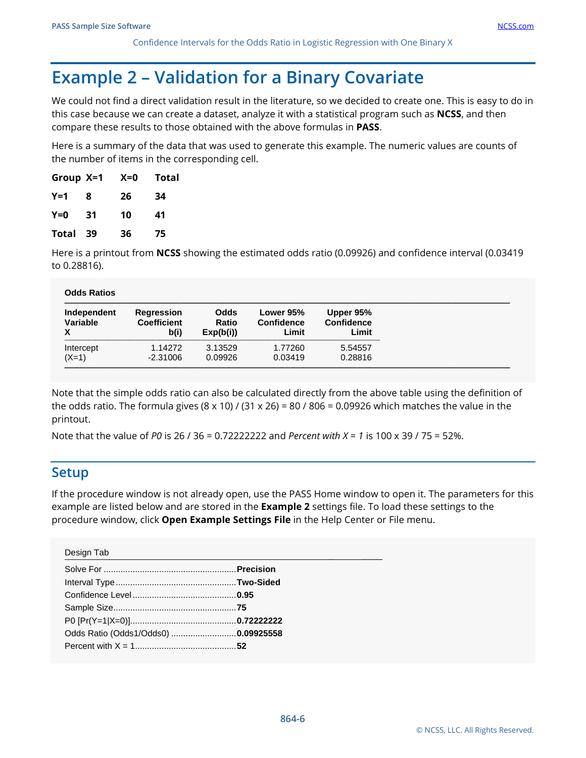# Example 2 – Validation for a Binary Covariate

We could not find a direct validation result in the literature, so we decided to create one. This is easy to do in this case because we can create a dataset, analyze it with a statistical program such as **NCSS**, and then compare these results to those obtained with the above formulas in **PASS**.

Here is a summary of the data that was used to generate this example. The numeric values are counts of the number of items in the corresponding cell.

| Group | X=1 | X=0 | Total |
|---|---|---|---|
| Y=1 | 8 | 26 | 34 |
| Y=0 | 31 | 10 | 41 |
| Total | 39 | 36 | 75 |

Here is a printout from **NCSS** showing the estimated odds ratio (0.09926) and confidence interval (0.03419 to 0.28816).

**Odds Ratios**

| Independent Variable X | Regression Coefficient b(i) | Odds Ratio Exp(b(i)) | Lower 95% Confidence Limit | Upper 95% Confidence Limit |
|---|---|---|---|---|
| Intercept | 1.14272 | 3.13529 | 1.77260 | 5.54557 |
| (X=1) | -2.31006 | 0.09926 | 0.03419 | 0.28816 |

Note that the simple odds ratio can also be calculated directly from the above table using the definition of the odds ratio. The formula gives (8 x 10) / (31 x 26) = 80 / 806 = 0.09926 which matches the value in the printout.

Note that the value of *P0* is 26 / 36 = 0.72222222 and *Percent with X = 1* is 100 x 39 / 75 = 52%.

## Setup

If the procedure window is not already open, use the PASS Home window to open it. The parameters for this example are listed below and are stored in the **Example 2** settings file. To load these settings to the procedure window, click **Open Example Settings File** in the Help Center or File menu.

Design Tab

| | |
|---|---|
| Solve For | **Precision** |
| Interval Type | **Two-Sided** |
| Confidence Level | **0.95** |
| Sample Size | **75** |
| P0 [Pr(Y=1\|X=0)] | **0.72222222** |
| Odds Ratio (Odds1/Odds0) | **0.09925558** |
| Percent with X = 1 | **52** |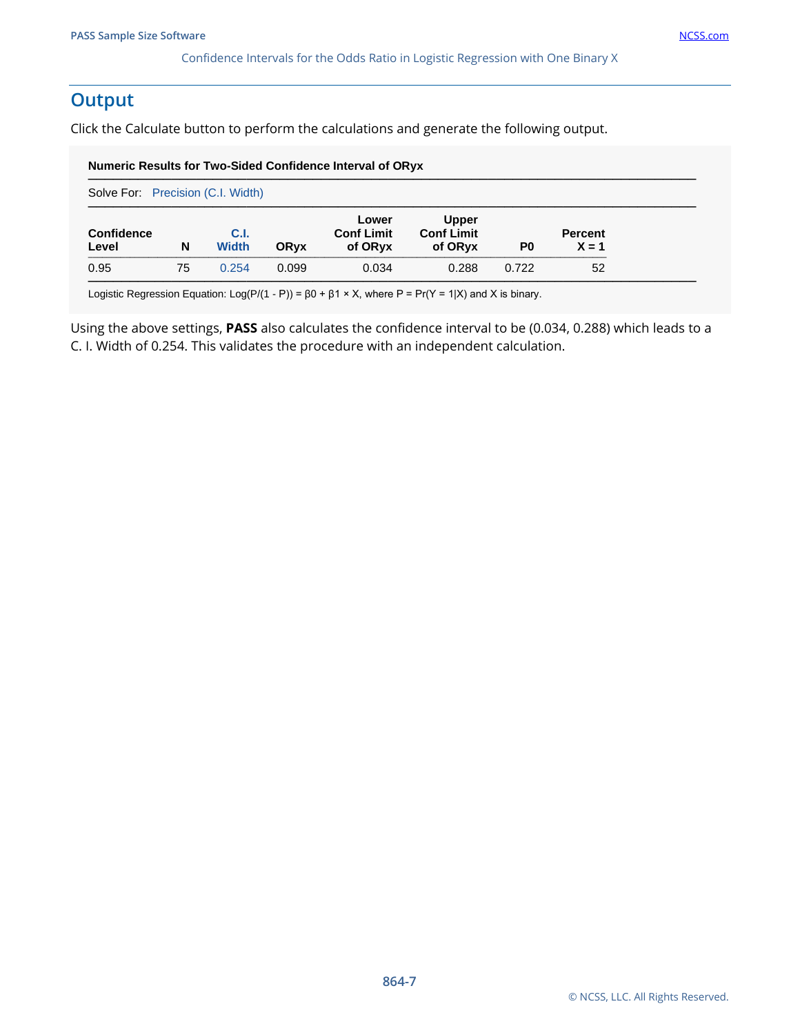## Output

Click the Calculate button to perform the calculations and generate the following output.

**Numeric Results for Two-Sided Confidence Interval of ORyx**

Solve For: Precision (C.I. Width)

| Confidence Level | N | C.I. Width | ORyx | Lower Conf Limit of ORyx | Upper Conf Limit of ORyx | P0 | Percent X = 1 |
|---|---|---|---|---|---|---|---|
| 0.95 | 75 | 0.254 | 0.099 | 0.034 | 0.288 | 0.722 | 52 |

Logistic Regression Equation: $\text{Log}(P/(1 - P)) = \beta 0 + \beta 1 \times X$, where $P = \Pr(Y = 1|X)$ and X is binary.

Using the above settings, **PASS** also calculates the confidence interval to be (0.034, 0.288) which leads to a C. I. Width of 0.254. This validates the procedure with an independent calculation.